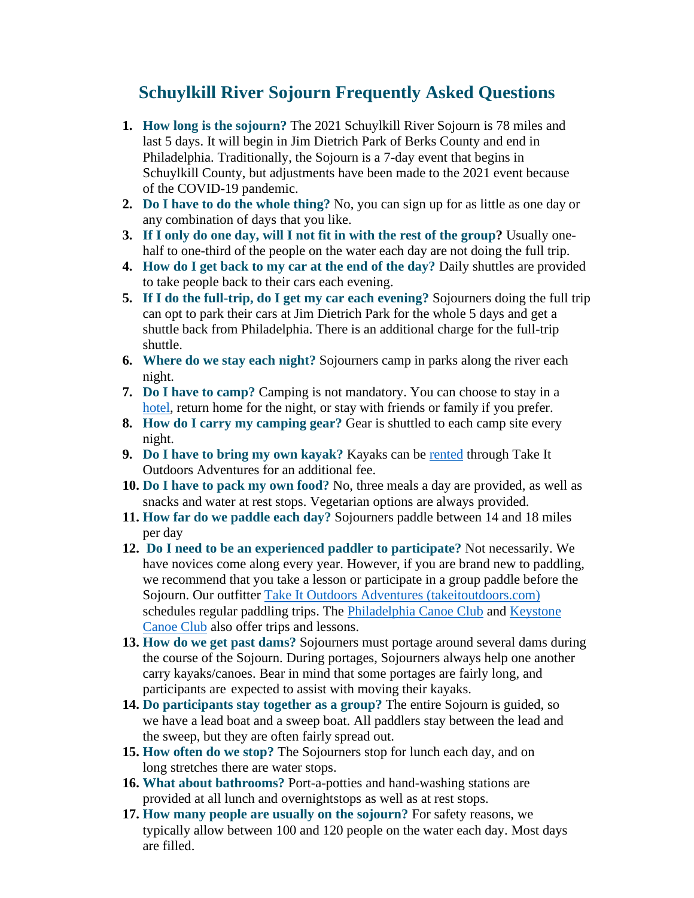# Schuylkill River Sojourn Frequently Asked Questions

1. **How long is the sojourn?** The 2021 Schuylkill River Sojourn is 78 miles and last 5 days. It will begin in Jim Dietrich Park of Berks County and end in Philadelphia. Traditionally, the Sojourn is a 7-day event that begins in Schuylkill County, but adjustments have been made to the 2021 event because of the COVID-19 pandemic.
2. **Do I have to do the whole thing?** No, you can sign up for as little as one day or any combination of days that you like.
3. **If I only do one day, will I not fit in with the rest of the group?** Usually one-half to one-third of the people on the water each day are not doing the full trip.
4. **How do I get back to my car at the end of the day?** Daily shuttles are provided to take people back to their cars each evening.
5. **If I do the full-trip, do I get my car each evening?** Sojourners doing the full trip can opt to park their cars at Jim Dietrich Park for the whole 5 days and get a shuttle back from Philadelphia. There is an additional charge for the full-trip shuttle.
6. **Where do we stay each night?** Sojourners camp in parks along the river each night.
7. **Do I have to camp?** Camping is not mandatory. You can choose to stay in a hotel, return home for the night, or stay with friends or family if you prefer.
8. **How do I carry my camping gear?** Gear is shuttled to each camp site every night.
9. **Do I have to bring my own kayak?** Kayaks can be rented through Take It Outdoors Adventures for an additional fee.
10. **Do I have to pack my own food?** No, three meals a day are provided, as well as snacks and water at rest stops. Vegetarian options are always provided.
11. **How far do we paddle each day?** Sojourners paddle between 14 and 18 miles per day
12. **Do I need to be an experienced paddler to participate?** Not necessarily. We have novices come along every year. However, if you are brand new to paddling, we recommend that you take a lesson or participate in a group paddle before the Sojourn. Our outfitter Take It Outdoors Adventures (takeitoutdoors.com) schedules regular paddling trips. The Philadelphia Canoe Club and Keystone Canoe Club also offer trips and lessons.
13. **How do we get past dams?** Sojourners must portage around several dams during the course of the Sojourn. During portages, Sojourners always help one another carry kayaks/canoes. Bear in mind that some portages are fairly long, and participants are expected to assist with moving their kayaks.
14. **Do participants stay together as a group?** The entire Sojourn is guided, so we have a lead boat and a sweep boat. All paddlers stay between the lead and the sweep, but they are often fairly spread out.
15. **How often do we stop?** The Sojourners stop for lunch each day, and on long stretches there are water stops.
16. **What about bathrooms?** Port-a-potties and hand-washing stations are provided at all lunch and overnightstops as well as at rest stops.
17. **How many people are usually on the sojourn?** For safety reasons, we typically allow between 100 and 120 people on the water each day. Most days are filled.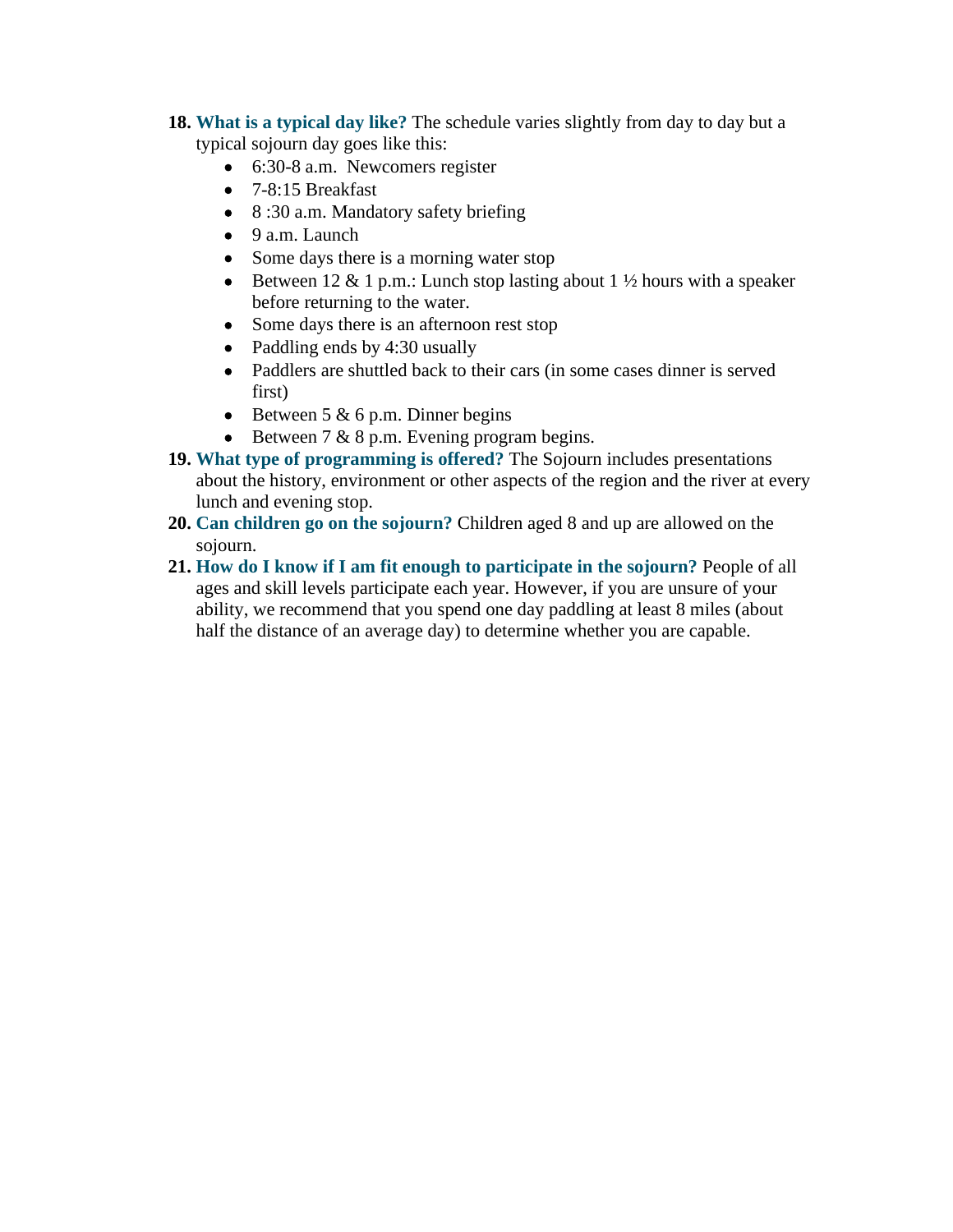18. **What is a typical day like?** The schedule varies slightly from day to day but a typical sojourn day goes like this:
    - 6:30-8 a.m.  Newcomers register
    - 7-8:15 Breakfast
    - 8 :30 a.m. Mandatory safety briefing
    - 9 a.m. Launch
    - Some days there is a morning water stop
    - Between 12 & 1 p.m.: Lunch stop lasting about 1 ½ hours with a speaker before returning to the water.
    - Some days there is an afternoon rest stop
    - Paddling ends by 4:30 usually
    - Paddlers are shuttled back to their cars (in some cases dinner is served first)
    - Between 5 & 6 p.m. Dinner begins
    - Between 7 & 8 p.m. Evening program begins.
19. **What type of programming is offered?** The Sojourn includes presentations about the history, environment or other aspects of the region and the river at every lunch and evening stop.
20. **Can children go on the sojourn?** Children aged 8 and up are allowed on the sojourn.
21. **How do I know if I am fit enough to participate in the sojourn?** People of all ages and skill levels participate each year. However, if you are unsure of your ability, we recommend that you spend one day paddling at least 8 miles (about half the distance of an average day) to determine whether you are capable.